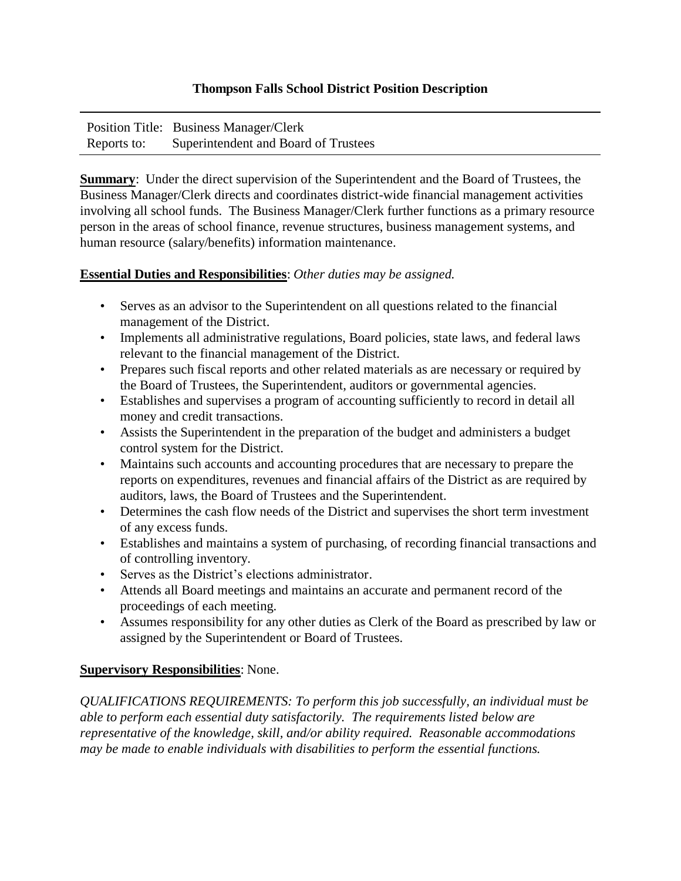### Thompson Falls School District Position Description

---

Position Title: Business Manager/Clerk
Reports to: Superintendent and Board of Trustees

---

**Summary**: Under the direct supervision of the Superintendent and the Board of Trustees, the Business Manager/Clerk directs and coordinates district-wide financial management activities involving all school funds. The Business Manager/Clerk further functions as a primary resource person in the areas of school finance, revenue structures, business management systems, and human resource (salary/benefits) information maintenance.

**Essential Duties and Responsibilities**: *Other duties may be assigned.*

- Serves as an advisor to the Superintendent on all questions related to the financial management of the District.
- Implements all administrative regulations, Board policies, state laws, and federal laws relevant to the financial management of the District.
- Prepares such fiscal reports and other related materials as are necessary or required by the Board of Trustees, the Superintendent, auditors or governmental agencies.
- Establishes and supervises a program of accounting sufficiently to record in detail all money and credit transactions.
- Assists the Superintendent in the preparation of the budget and administers a budget control system for the District.
- Maintains such accounts and accounting procedures that are necessary to prepare the reports on expenditures, revenues and financial affairs of the District as are required by auditors, laws, the Board of Trustees and the Superintendent.
- Determines the cash flow needs of the District and supervises the short term investment of any excess funds.
- Establishes and maintains a system of purchasing, of recording financial transactions and of controlling inventory.
- Serves as the District's elections administrator.
- Attends all Board meetings and maintains an accurate and permanent record of the proceedings of each meeting.
- Assumes responsibility for any other duties as Clerk of the Board as prescribed by law or assigned by the Superintendent or Board of Trustees.

**Supervisory Responsibilities**: None.

*QUALIFICATIONS REQUIREMENTS: To perform this job successfully, an individual must be able to perform each essential duty satisfactorily. The requirements listed below are representative of the knowledge, skill, and/or ability required. Reasonable accommodations may be made to enable individuals with disabilities to perform the essential functions.*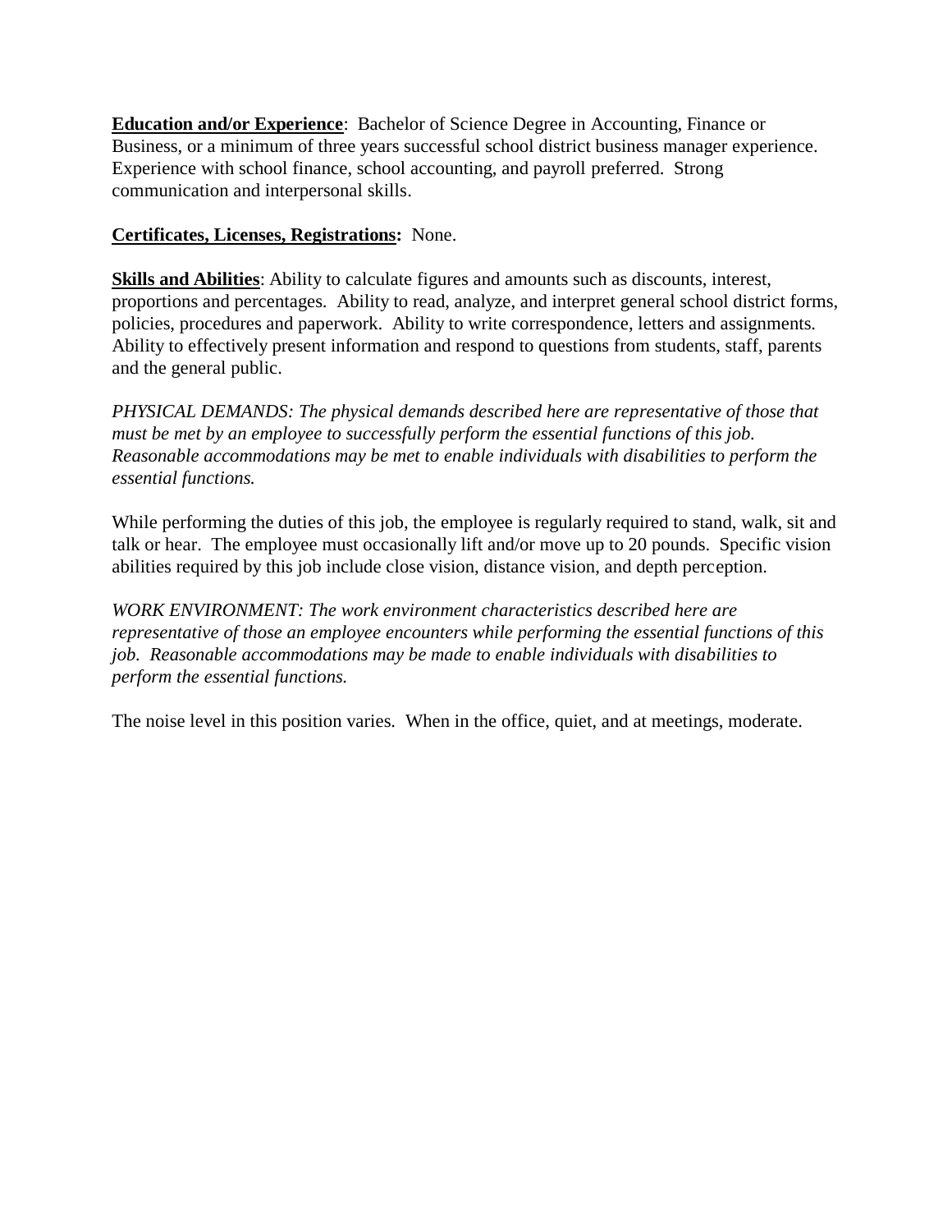**Education and/or Experience**: Bachelor of Science Degree in Accounting, Finance or Business, or a minimum of three years successful school district business manager experience. Experience with school finance, school accounting, and payroll preferred. Strong communication and interpersonal skills.

**Certificates, Licenses, Registrations:** None.

**Skills and Abilities**: Ability to calculate figures and amounts such as discounts, interest, proportions and percentages. Ability to read, analyze, and interpret general school district forms, policies, procedures and paperwork. Ability to write correspondence, letters and assignments. Ability to effectively present information and respond to questions from students, staff, parents and the general public.

*PHYSICAL DEMANDS: The physical demands described here are representative of those that must be met by an employee to successfully perform the essential functions of this job. Reasonable accommodations may be met to enable individuals with disabilities to perform the essential functions.*

While performing the duties of this job, the employee is regularly required to stand, walk, sit and talk or hear. The employee must occasionally lift and/or move up to 20 pounds. Specific vision abilities required by this job include close vision, distance vision, and depth perception.

*WORK ENVIRONMENT: The work environment characteristics described here are representative of those an employee encounters while performing the essential functions of this job. Reasonable accommodations may be made to enable individuals with disabilities to perform the essential functions.*

The noise level in this position varies. When in the office, quiet, and at meetings, moderate.